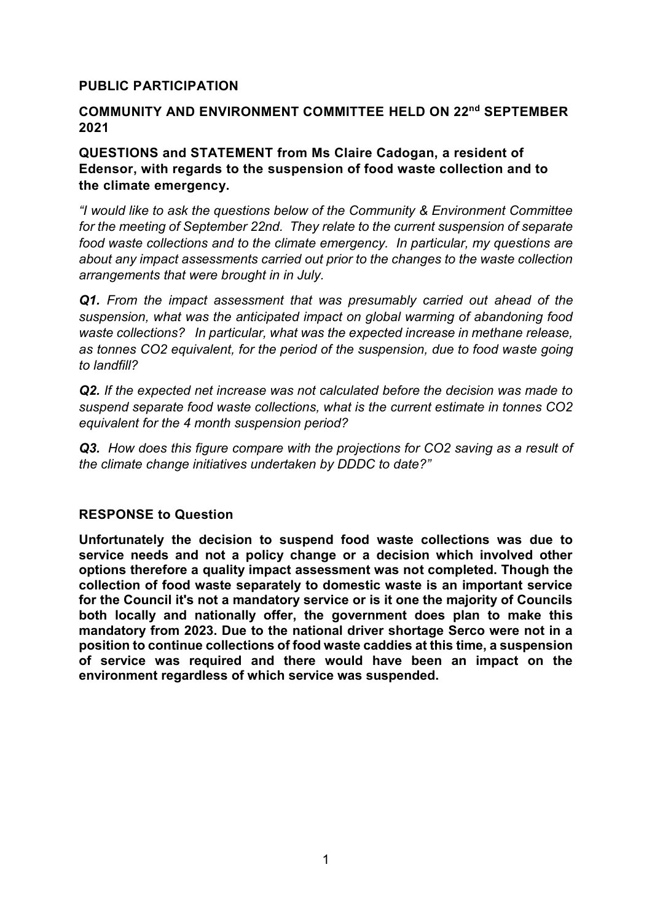**PUBLIC PARTICIPATION**

**COMMUNITY AND ENVIRONMENT COMMITTEE HELD ON 22nd SEPTEMBER 2021**

**QUESTIONS and STATEMENT from Ms Claire Cadogan, a resident of Edensor, with regards to the suspension of food waste collection and to the climate emergency.**

*"I would like to ask the questions below of the Community & Environment Committee for the meeting of September 22nd. They relate to the current suspension of separate food waste collections and to the climate emergency. In particular, my questions are about any impact assessments carried out prior to the changes to the waste collection arrangements that were brought in in July.*

***Q1.*** *From the impact assessment that was presumably carried out ahead of the suspension, what was the anticipated impact on global warming of abandoning food waste collections? In particular, what was the expected increase in methane release, as tonnes CO2 equivalent, for the period of the suspension, due to food waste going to landfill?*

***Q2.*** *If the expected net increase was not calculated before the decision was made to suspend separate food waste collections, what is the current estimate in tonnes CO2 equivalent for the 4 month suspension period?*

***Q3.*** *How does this figure compare with the projections for CO2 saving as a result of the climate change initiatives undertaken by DDDC to date?"*

**RESPONSE to Question**

**Unfortunately the decision to suspend food waste collections was due to service needs and not a policy change or a decision which involved other options therefore a quality impact assessment was not completed. Though the collection of food waste separately to domestic waste is an important service for the Council it's not a mandatory service or is it one the majority of Councils both locally and nationally offer, the government does plan to make this mandatory from 2023. Due to the national driver shortage Serco were not in a position to continue collections of food waste caddies at this time, a suspension of service was required and there would have been an impact on the environment regardless of which service was suspended.**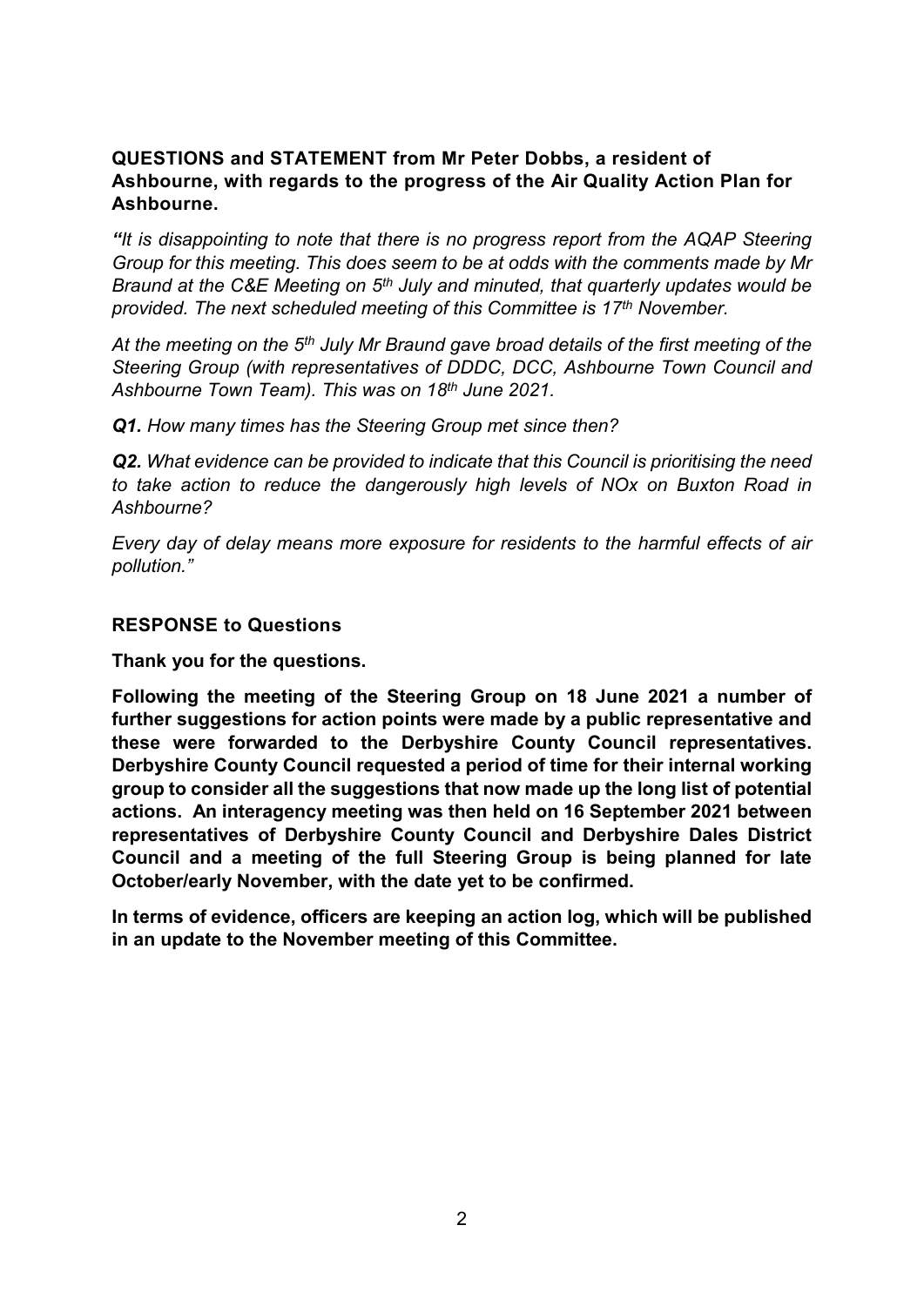**QUESTIONS and STATEMENT from Mr Peter Dobbs, a resident of Ashbourne, with regards to the progress of the Air Quality Action Plan for Ashbourne.**

*"It is disappointing to note that there is no progress report from the AQAP Steering Group for this meeting. This does seem to be at odds with the comments made by Mr Braund at the C&E Meeting on 5th July and minuted, that quarterly updates would be provided. The next scheduled meeting of this Committee is 17th November.*

*At the meeting on the 5th July Mr Braund gave broad details of the first meeting of the Steering Group (with representatives of DDDC, DCC, Ashbourne Town Council and Ashbourne Town Team). This was on 18th June 2021.*

***Q1.** How many times has the Steering Group met since then?*

***Q2.** What evidence can be provided to indicate that this Council is prioritising the need to take action to reduce the dangerously high levels of NOx on Buxton Road in Ashbourne?*

*Every day of delay means more exposure for residents to the harmful effects of air pollution."*

**RESPONSE to Questions**

**Thank you for the questions.**

**Following the meeting of the Steering Group on 18 June 2021 a number of further suggestions for action points were made by a public representative and these were forwarded to the Derbyshire County Council representatives. Derbyshire County Council requested a period of time for their internal working group to consider all the suggestions that now made up the long list of potential actions. An interagency meeting was then held on 16 September 2021 between representatives of Derbyshire County Council and Derbyshire Dales District Council and a meeting of the full Steering Group is being planned for late October/early November, with the date yet to be confirmed.**

**In terms of evidence, officers are keeping an action log, which will be published in an update to the November meeting of this Committee.**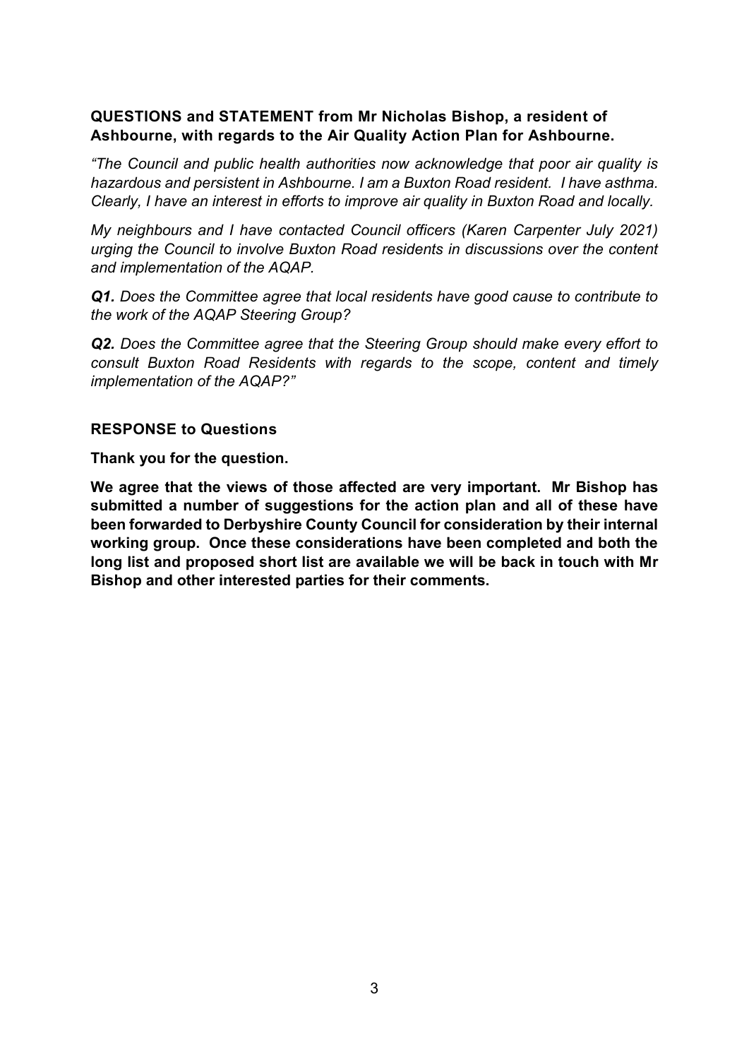**QUESTIONS and STATEMENT from Mr Nicholas Bishop, a resident of Ashbourne, with regards to the Air Quality Action Plan for Ashbourne.**

*"The Council and public health authorities now acknowledge that poor air quality is hazardous and persistent in Ashbourne. I am a Buxton Road resident. I have asthma. Clearly, I have an interest in efforts to improve air quality in Buxton Road and locally.*

*My neighbours and I have contacted Council officers (Karen Carpenter July 2021) urging the Council to involve Buxton Road residents in discussions over the content and implementation of the AQAP.*

***Q1.*** *Does the Committee agree that local residents have good cause to contribute to the work of the AQAP Steering Group?*

***Q2.*** *Does the Committee agree that the Steering Group should make every effort to consult Buxton Road Residents with regards to the scope, content and timely implementation of the AQAP?"*

**RESPONSE to Questions**

**Thank you for the question.**

**We agree that the views of those affected are very important. Mr Bishop has submitted a number of suggestions for the action plan and all of these have been forwarded to Derbyshire County Council for consideration by their internal working group. Once these considerations have been completed and both the long list and proposed short list are available we will be back in touch with Mr Bishop and other interested parties for their comments.**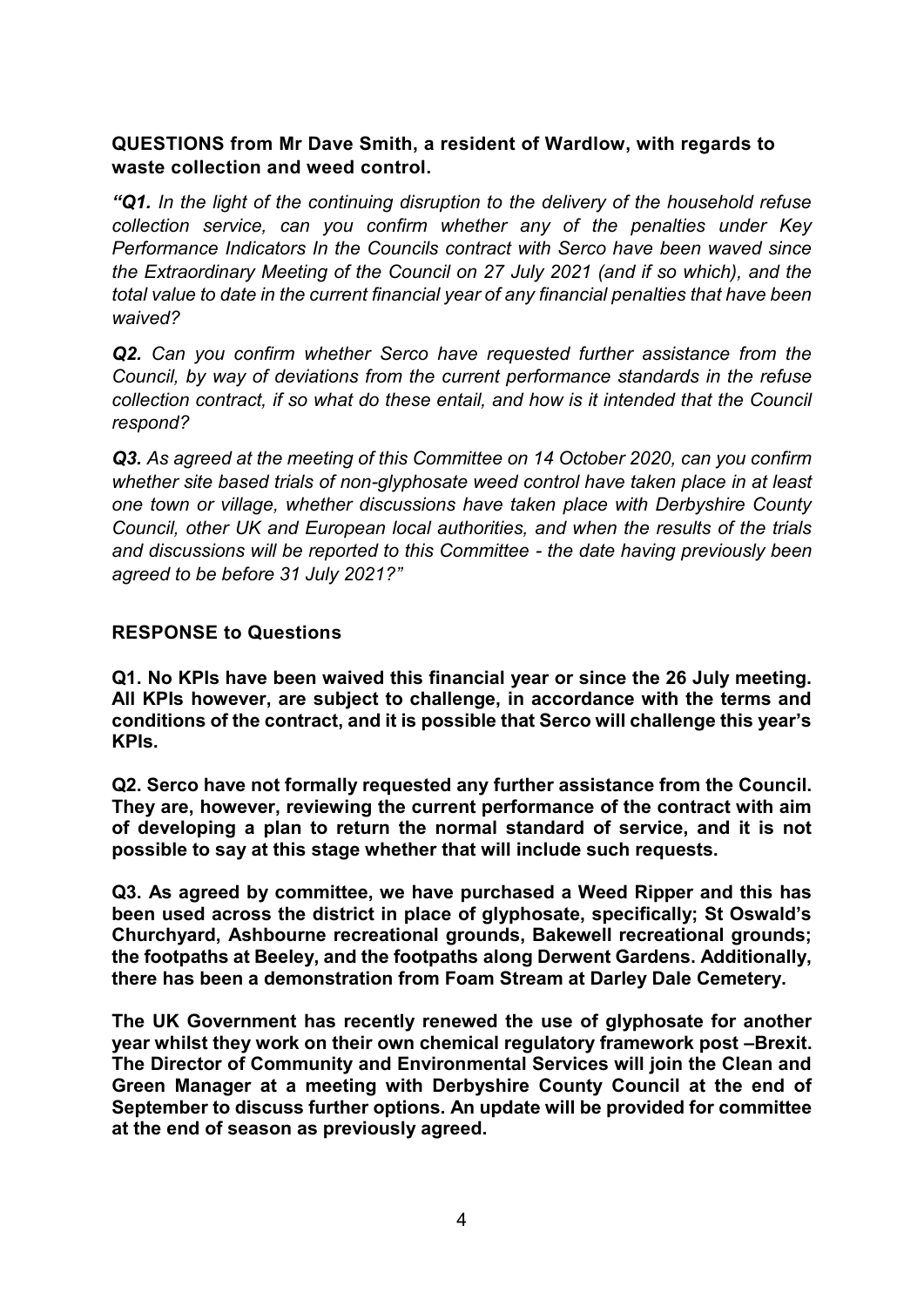**QUESTIONS from Mr Dave Smith, a resident of Wardlow, with regards to waste collection and weed control.**

***"Q1.** In the light of the continuing disruption to the delivery of the household refuse collection service, can you confirm whether any of the penalties under Key Performance Indicators In the Councils contract with Serco have been waved since the Extraordinary Meeting of the Council on 27 July 2021 (and if so which), and the total value to date in the current financial year of any financial penalties that have been waived?*

***Q2.** Can you confirm whether Serco have requested further assistance from the Council, by way of deviations from the current performance standards in the refuse collection contract, if so what do these entail, and how is it intended that the Council respond?*

***Q3.** As agreed at the meeting of this Committee on 14 October 2020, can you confirm whether site based trials of non-glyphosate weed control have taken place in at least one town or village, whether discussions have taken place with Derbyshire County Council, other UK and European local authorities, and when the results of the trials and discussions will be reported to this Committee - the date having previously been agreed to be before 31 July 2021?"*

**RESPONSE to Questions**

**Q1. No KPIs have been waived this financial year or since the 26 July meeting. All KPIs however, are subject to challenge, in accordance with the terms and conditions of the contract, and it is possible that Serco will challenge this year's KPIs.**

**Q2. Serco have not formally requested any further assistance from the Council. They are, however, reviewing the current performance of the contract with aim of developing a plan to return the normal standard of service, and it is not possible to say at this stage whether that will include such requests.**

**Q3. As agreed by committee, we have purchased a Weed Ripper and this has been used across the district in place of glyphosate, specifically; St Oswald's Churchyard, Ashbourne recreational grounds, Bakewell recreational grounds; the footpaths at Beeley, and the footpaths along Derwent Gardens. Additionally, there has been a demonstration from Foam Stream at Darley Dale Cemetery.**

**The UK Government has recently renewed the use of glyphosate for another year whilst they work on their own chemical regulatory framework post –Brexit. The Director of Community and Environmental Services will join the Clean and Green Manager at a meeting with Derbyshire County Council at the end of September to discuss further options. An update will be provided for committee at the end of season as previously agreed.**